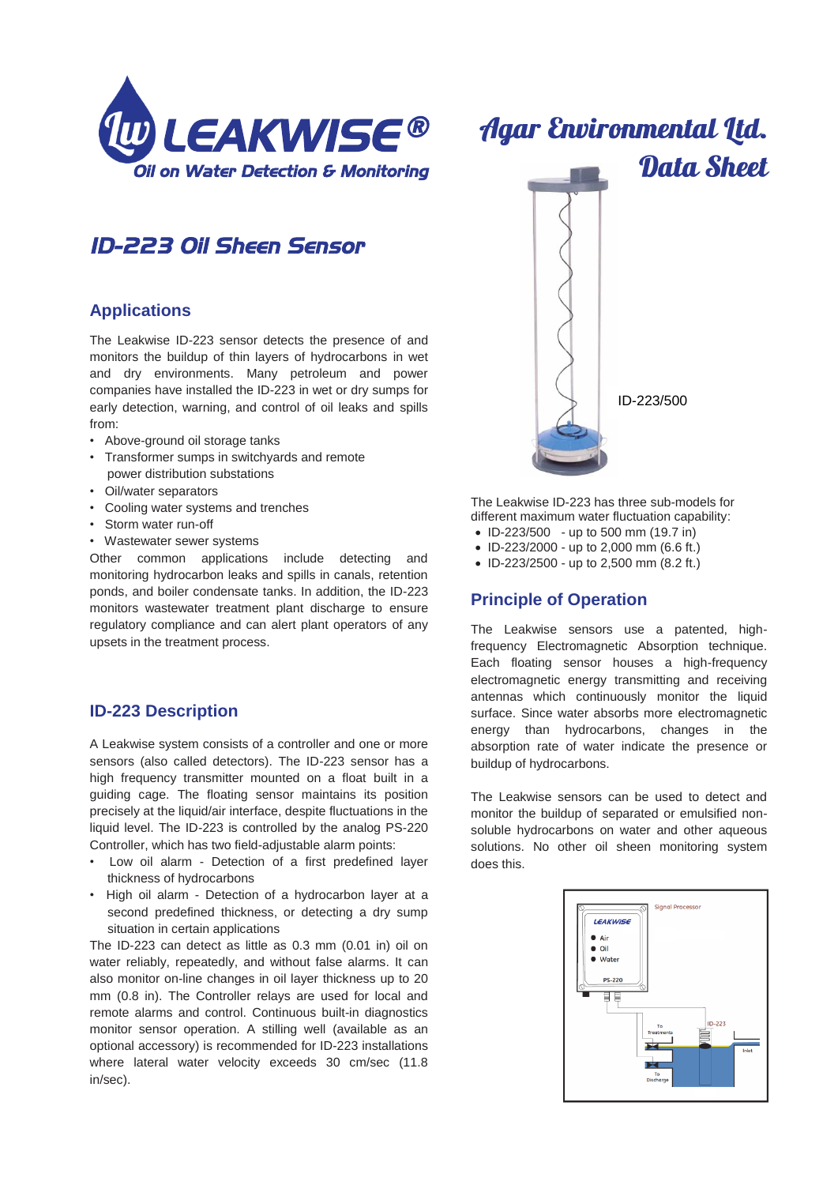# LEAKWISE®

Oil on Water Detection & Monitoring

# Agar Environmental Ltd. Data Sheet

## ID-223 Oil Sheen Sensor

### Applications

The Leakwise ID-223 sensor detects the presence of and monitors the buildup of thin layers of hydrocarbons in wet and dry environments. Many petroleum and power companies have installed the ID-223 in wet or dry sumps for early detection, warning, and control of oil leaks and spills from:

- Above-ground oil storage tanks
- Transformer sumps in switchyards and remote power distribution substations
- Oil/water separators
- Cooling water systems and trenches
- Storm water run-off
- Wastewater sewer systems

Other common applications include detecting and monitoring hydrocarbon leaks and spills in canals, retention ponds, and boiler condensate tanks. In addition, the ID-223 monitors wastewater treatment plant discharge to ensure regulatory compliance and can alert plant operators of any upsets in the treatment process.

### ID-223 Description

A Leakwise system consists of a controller and one or more sensors (also called detectors). The ID-223 sensor has a high frequency transmitter mounted on a float built in a guiding cage. The floating sensor maintains its position precisely at the liquid/air interface, despite fluctuations in the liquid level. The ID-223 is controlled by the analog PS-220 Controller, which has two field-adjustable alarm points:

- Low oil alarm - Detection of a first predefined layer thickness of hydrocarbons
- High oil alarm - Detection of a hydrocarbon layer at a second predefined thickness, or detecting a dry sump situation in certain applications

The ID-223 can detect as little as 0.3 mm (0.01 in) oil on water reliably, repeatedly, and without false alarms. It can also monitor on-line changes in oil layer thickness up to 20 mm (0.8 in). The Controller relays are used for local and remote alarms and control. Continuous built-in diagnostics monitor sensor operation. A stilling well (available as an optional accessory) is recommended for ID-223 installations where lateral water velocity exceeds 30 cm/sec (11.8 in/sec).

ID-223/500

The Leakwise ID-223 has three sub-models for different maximum water fluctuation capability:

- ID-223/500 - up to 500 mm (19.7 in)
- ID-223/2000 - up to 2,000 mm (6.6 ft.)
- ID-223/2500 - up to 2,500 mm (8.2 ft.)

### Principle of Operation

The Leakwise sensors use a patented, high-frequency Electromagnetic Absorption technique. Each floating sensor houses a high-frequency electromagnetic energy transmitting and receiving antennas which continuously monitor the liquid surface. Since water absorbs more electromagnetic energy than hydrocarbons, changes in the absorption rate of water indicate the presence or buildup of hydrocarbons.

The Leakwise sensors can be used to detect and monitor the buildup of separated or emulsified non-soluble hydrocarbons on water and other aqueous solutions. No other oil sheen monitoring system does this.

Signal Processor
LEAKWISE
Air
Oil
Water
PS-220
ID-223
To Treatments
Inlet
To Discharge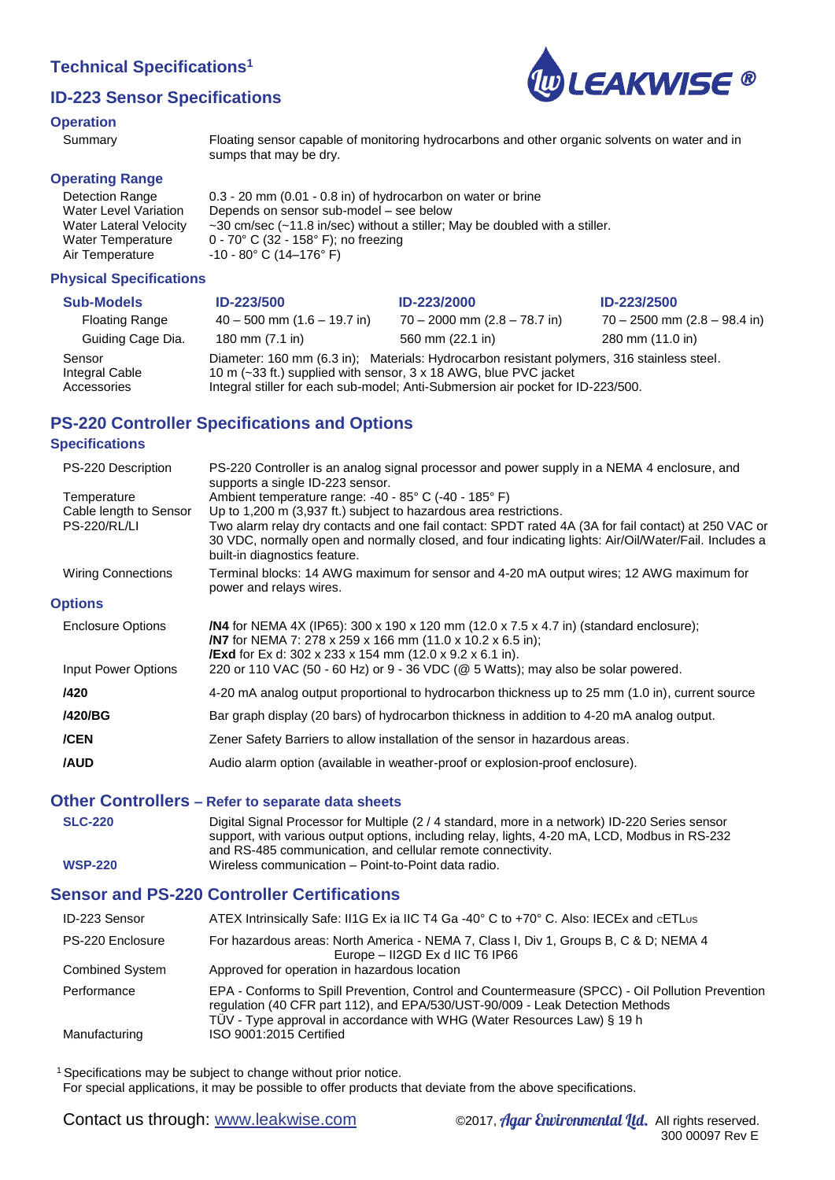# Technical Specifications[1]

## ID-223 Sensor Specifications

### Operation

| | |
|---|---|
| Summary | Floating sensor capable of monitoring hydrocarbons and other organic solvents on water and in sumps that may be dry. |

### Operating Range

| | |
|---|---|
| Detection Range | 0.3 - 20 mm (0.01 - 0.8 in) of hydrocarbon on water or brine |
| Water Level Variation | Depends on sensor sub-model – see below |
| Water Lateral Velocity | ~30 cm/sec (~11.8 in/sec) without a stiller; May be doubled with a stiller. |
| Water Temperature | 0 - 70° C (32 - 158° F); no freezing |
| Air Temperature | -10 - 80° C (14–176° F) |

### Physical Specifications

| Sub-Models | ID-223/500 | ID-223/2000 | ID-223/2500 |
|---|---|---|---|
| Floating Range | 40 – 500 mm (1.6 – 19.7 in) | 70 – 2000 mm (2.8 – 78.7 in) | 70 – 2500 mm (2.8 – 98.4 in) |
| Guiding Cage Dia. | 180 mm (7.1 in) | 560 mm (22.1 in) | 280 mm (11.0 in) |

| | |
|---|---|
| Sensor | Diameter: 160 mm (6.3 in); Materials: Hydrocarbon resistant polymers, 316 stainless steel. |
| Integral Cable | 10 m (~33 ft.) supplied with sensor, 3 x 18 AWG, blue PVC jacket |
| Accessories | Integral stiller for each sub-model; Anti-Submersion air pocket for ID-223/500. |

## PS-220 Controller Specifications and Options

### Specifications

| | |
|---|---|
| PS-220 Description | PS-220 Controller is an analog signal processor and power supply in a NEMA 4 enclosure, and supports a single ID-223 sensor. |
| Temperature | Ambient temperature range: -40 - 85° C (-40 - 185° F) |
| Cable length to Sensor | Up to 1,200 m (3,937 ft.) subject to hazardous area restrictions. |
| PS-220/RL/LI | Two alarm relay dry contacts and one fail contact: SPDT rated 4A (3A for fail contact) at 250 VAC or 30 VDC, normally open and normally closed, and four indicating lights: Air/Oil/Water/Fail. Includes a built-in diagnostics feature. |
| Wiring Connections | Terminal blocks: 14 AWG maximum for sensor and 4-20 mA output wires; 12 AWG maximum for power and relays wires. |

### Options

| | |
|---|---|
| Enclosure Options | **/N4** for NEMA 4X (IP65): 300 x 190 x 120 mm (12.0 x 7.5 x 4.7 in) (standard enclosure); **/N7** for NEMA 7: 278 x 259 x 166 mm (11.0 x 10.2 x 6.5 in); **/Exd** for Ex d: 302 x 233 x 154 mm (12.0 x 9.2 x 6.1 in). |
| Input Power Options | 220 or 110 VAC (50 - 60 Hz) or 9 - 36 VDC (@ 5 Watts); may also be solar powered. |
| **/420** | 4-20 mA analog output proportional to hydrocarbon thickness up to 25 mm (1.0 in), current source |
| **/420/BG** | Bar graph display (20 bars) of hydrocarbon thickness in addition to 4-20 mA analog output. |
| **/CEN** | Zener Safety Barriers to allow installation of the sensor in hazardous areas. |
| **/AUD** | Audio alarm option (available in weather-proof or explosion-proof enclosure). |

## Other Controllers – Refer to separate data sheets

| | |
|---|---|
| **SLC-220** | Digital Signal Processor for Multiple (2 / 4 standard, more in a network) ID-220 Series sensor support, with various output options, including relay, lights, 4-20 mA, LCD, Modbus in RS-232 and RS-485 communication, and cellular remote connectivity. |
| **WSP-220** | Wireless communication – Point-to-Point data radio. |

## Sensor and PS-220 Controller Certifications

| | |
|---|---|
| ID-223 Sensor | ATEX Intrinsically Safe: II1G Ex ia IIC T4 Ga -40° C to +70° C. Also: IECEx and cETLus |
| PS-220 Enclosure | For hazardous areas: North America - NEMA 7, Class I, Div 1, Groups B, C & D; NEMA 4 Europe – II2GD Ex d IIC T6 IP66 |
| Combined System | Approved for operation in hazardous location |
| Performance | EPA - Conforms to Spill Prevention, Control and Countermeasure (SPCC) - Oil Pollution Prevention regulation (40 CFR part 112), and EPA/530/UST-90/009 - Leak Detection Methods TÜV - Type approval in accordance with WHG (Water Resources Law) § 19 h |
| Manufacturing | ISO 9001:2015 Certified |

[1] Specifications may be subject to change without prior notice.
For special applications, it may be possible to offer products that deviate from the above specifications.

Contact us through: [www.leakwise.com](http://www.leakwise.com)

©2017, Agar Environmental Ltd. All rights reserved.
300 00097 Rev E